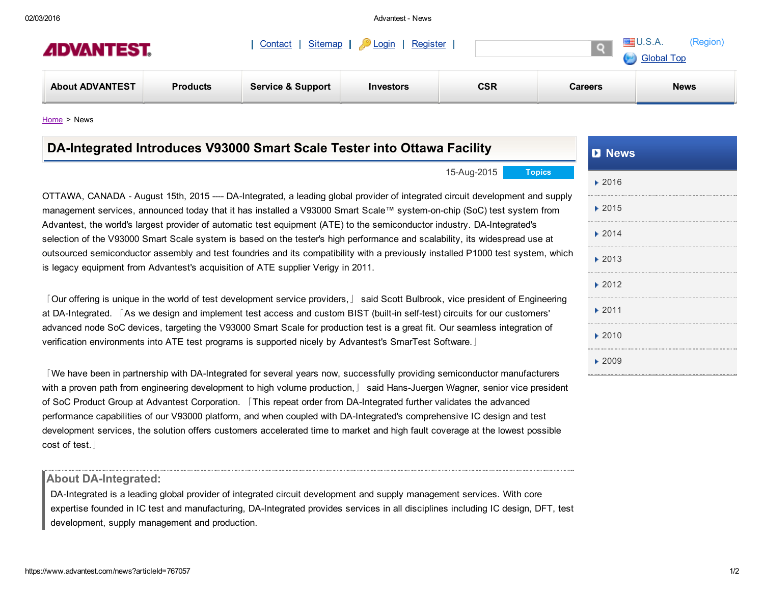# DA-Integrated Introduces V93000 Smart Scale Tester into Ottawa Facility

15-Aug-2015 **Topics**

OTTAWA, CANADA - August 15th, 2015 ---- DA-Integrated, a leading global provider of integrated circuit development and supply management services, announced today that it has installed a V93000 Smart Scale™ system-on-chip (SoC) test system from Advantest, the world's largest provider of automatic test equipment (ATE) to the semiconductor industry. DA-Integrated's selection of the V93000 Smart Scale system is based on the tester's high performance and scalability, its widespread use at outsourced semiconductor assembly and test foundries and its compatibility with a previously installed P1000 test system, which is legacy equipment from Advantest's acquisition of ATE supplier Verigy in 2011.

「Our offering is unique in the world of test development service providers,」 said Scott Bulbrook, vice president of Engineering at DA-Integrated. 「As we design and implement test access and custom BIST (built-in self-test) circuits for our customers' advanced node SoC devices, targeting the V93000 Smart Scale for production test is a great fit. Our seamless integration of verification environments into ATE test programs is supported nicely by Advantest's SmarTest Software.」

「We have been in partnership with DA-Integrated for several years now, successfully providing semiconductor manufacturers with a proven path from engineering development to high volume production,」 said Hans-Juergen Wagner, senior vice president of SoC Product Group at Advantest Corporation. 「This repeat order from DA-Integrated further validates the advanced performance capabilities of our V93000 platform, and when coupled with DA-Integrated's comprehensive IC design and test development services, the solution offers customers accelerated time to market and high fault coverage at the lowest possible cost of test.」

## About DA-Integrated:

DA-Integrated is a leading global provider of integrated circuit development and supply management services. With core expertise founded in IC test and manufacturing, DA-Integrated provides services in all disciplines including IC design, DFT, test development, supply management and production.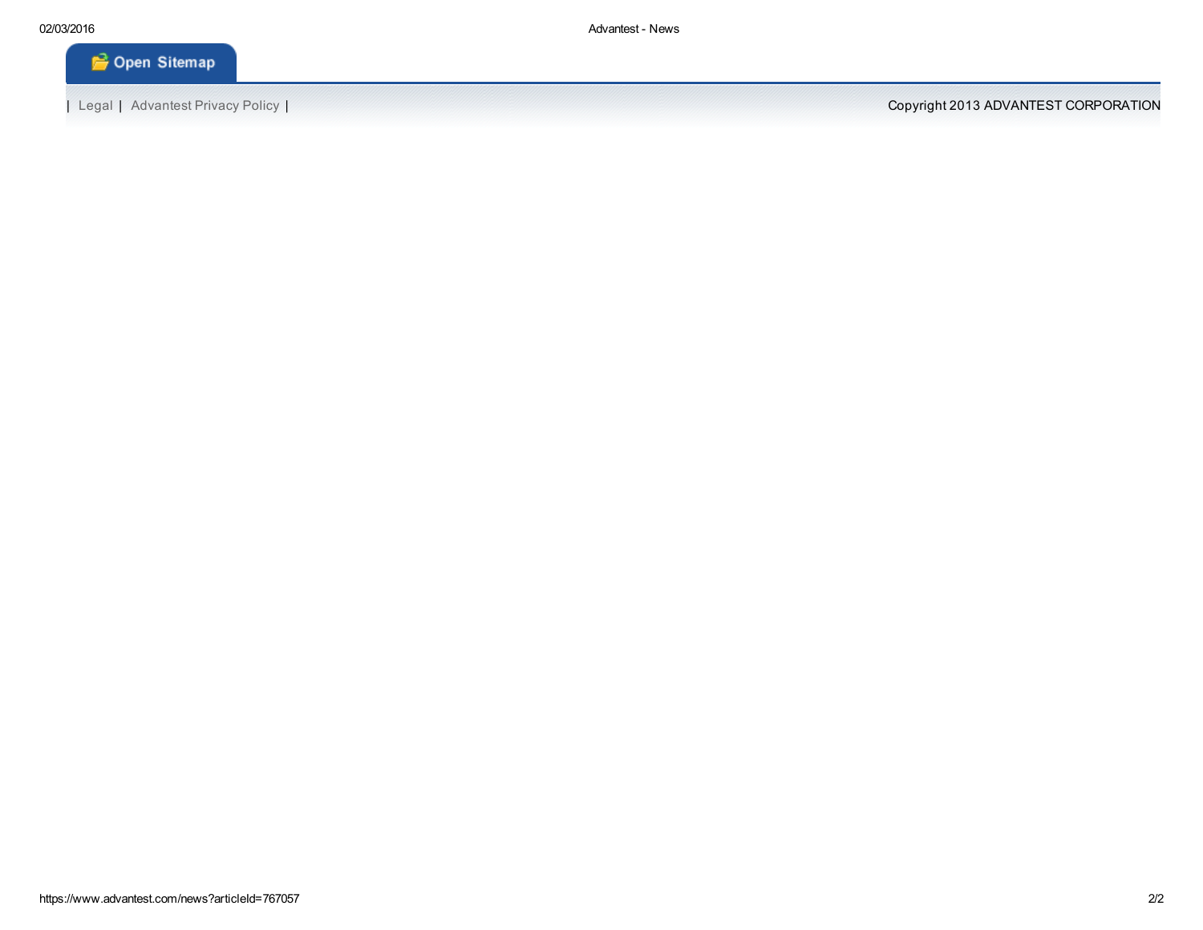Open Sitemap

| Legal | Advantest Privacy Policy |

Copyright 2013 ADVANTEST CORPORATION